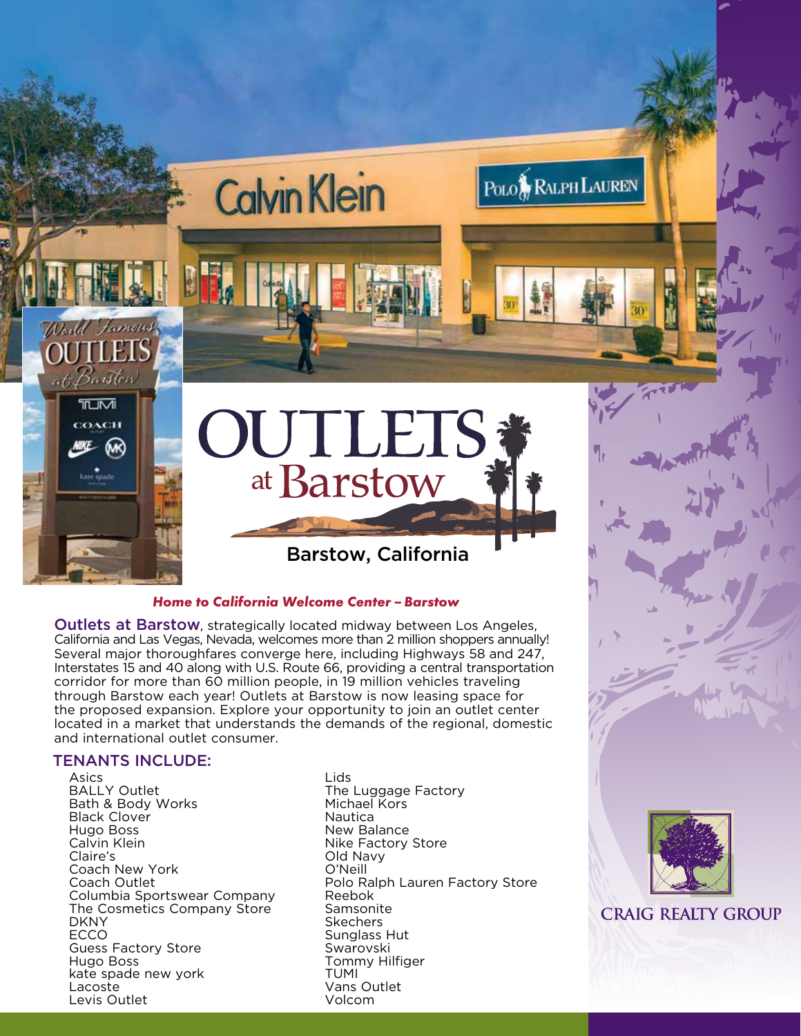# OUTLETS at Barstow

## Barstow, California

***Home to California Welcome Center – Barstow***

**Outlets at Barstow**, strategically located midway between Los Angeles, California and Las Vegas, Nevada, welcomes more than 2 million shoppers annually! Several major thoroughfares converge here, including Highways 58 and 247, Interstates 15 and 40 along with U.S. Route 66, providing a central transportation corridor for more than 60 million people, in 19 million vehicles traveling through Barstow each year! Outlets at Barstow is now leasing space for the proposed expansion. Explore your opportunity to join an outlet center located in a market that understands the demands of the regional, domestic and international outlet consumer.

## TENANTS INCLUDE:

- Asics
- BALLY Outlet
- Bath & Body Works
- Black Clover
- Hugo Boss
- Calvin Klein
- Claire's
- Coach New York
- Coach Outlet
- Columbia Sportswear Company
- The Cosmetics Company Store
- DKNY
- ECCO
- Guess Factory Store
- Hugo Boss
- kate spade new york
- Lacoste
- Levis Outlet
- Lids
- The Luggage Factory
- Michael Kors
- Nautica
- New Balance
- Nike Factory Store
- Old Navy
- O'Neill
- Polo Ralph Lauren Factory Store
- Reebok
- Samsonite
- Skechers
- Sunglass Hut
- Swarovski
- Tommy Hilfiger
- TUMI
- Vans Outlet
- Volcom

CRAIG REALTY GROUP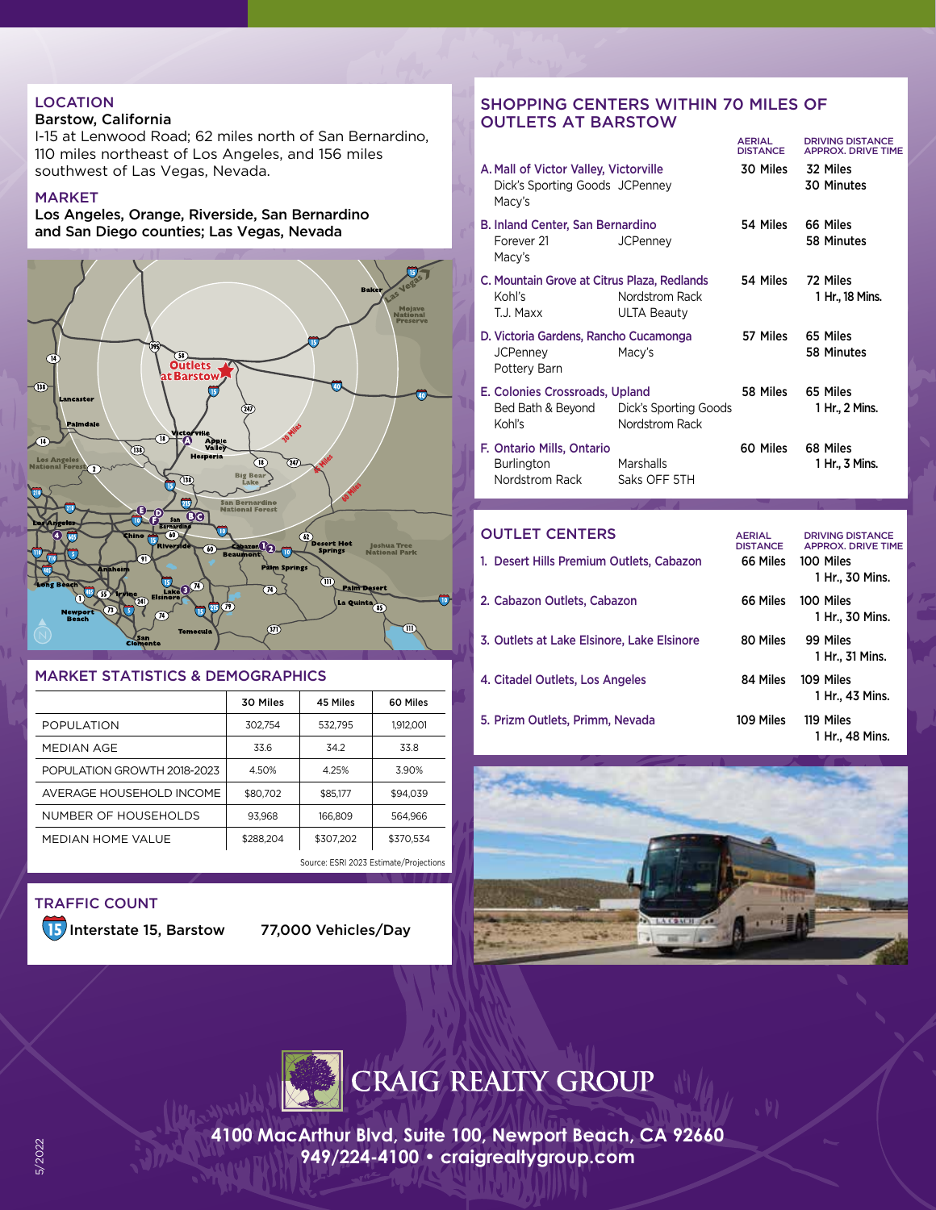## LOCATION

**Barstow, California**

I-15 at Lenwood Road; 62 miles north of San Bernardino, 110 miles northeast of Los Angeles, and 156 miles southwest of Las Vegas, Nevada.

## MARKET

**Los Angeles, Orange, Riverside, San Bernardino and San Diego counties; Las Vegas, Nevada**

## MARKET STATISTICS & DEMOGRAPHICS

| | 30 Miles | 45 Miles | 60 Miles |
|---|---|---|---|
| POPULATION | 302,754 | 532,795 | 1,912,001 |
| MEDIAN AGE | 33.6 | 34.2 | 33.8 |
| POPULATION GROWTH 2018-2023 | 4.50% | 4.25% | 3.90% |
| AVERAGE HOUSEHOLD INCOME | $80,702 | $85,177 | $94,039 |
| NUMBER OF HOUSEHOLDS | 93,968 | 166,809 | 564,966 |
| MEDIAN HOME VALUE | $288,204 | $307,202 | $370,534 |

Source: ESRI 2023 Estimate/Projections

## TRAFFIC COUNT

**Interstate 15, Barstow** — **77,000 Vehicles/Day**

## SHOPPING CENTERS WITHIN 70 MILES OF OUTLETS AT BARSTOW

| | Aerial Distance | Driving Distance / Approx. Drive Time |
|---|---|---|
| **A. Mall of Victor Valley, Victorville** — Dick's Sporting Goods, JCPenney, Macy's | 30 Miles | 32 Miles / 30 Minutes |
| **B. Inland Center, San Bernardino** — Forever 21, JCPenney, Macy's | 54 Miles | 66 Miles / 58 Minutes |
| **C. Mountain Grove at Citrus Plaza, Redlands** — Kohl's, Nordstrom Rack, T.J. Maxx, ULTA Beauty | 54 Miles | 72 Miles / 1 Hr., 18 Mins. |
| **D. Victoria Gardens, Rancho Cucamonga** — JCPenney, Macy's, Pottery Barn | 57 Miles | 65 Miles / 58 Minutes |
| **E. Colonies Crossroads, Upland** — Bed Bath & Beyond, Dick's Sporting Goods, Kohl's, Nordstrom Rack | 58 Miles | 65 Miles / 1 Hr., 2 Mins. |
| **F. Ontario Mills, Ontario** — Burlington, Marshalls, Nordstrom Rack, Saks OFF 5TH | 60 Miles | 68 Miles / 1 Hr., 3 Mins. |

## OUTLET CENTERS

| | Aerial Distance | Driving Distance / Approx. Drive Time |
|---|---|---|
| 1. Desert Hills Premium Outlets, Cabazon | 66 Miles | 100 Miles / 1 Hr., 30 Mins. |
| 2. Cabazon Outlets, Cabazon | 66 Miles | 100 Miles / 1 Hr., 30 Mins. |
| 3. Outlets at Lake Elsinore, Lake Elsinore | 80 Miles | 99 Miles / 1 Hr., 31 Mins. |
| 4. Citadel Outlets, Los Angeles | 84 Miles | 109 Miles / 1 Hr., 43 Mins. |
| 5. Prizm Outlets, Primm, Nevada | 109 Miles | 119 Miles / 1 Hr., 48 Mins. |

**CRAIG REALTY GROUP**

**4100 MacArthur Blvd, Suite 100, Newport Beach, CA 92660**
**949/224-4100 • craigrealtygroup.com**

5/2022